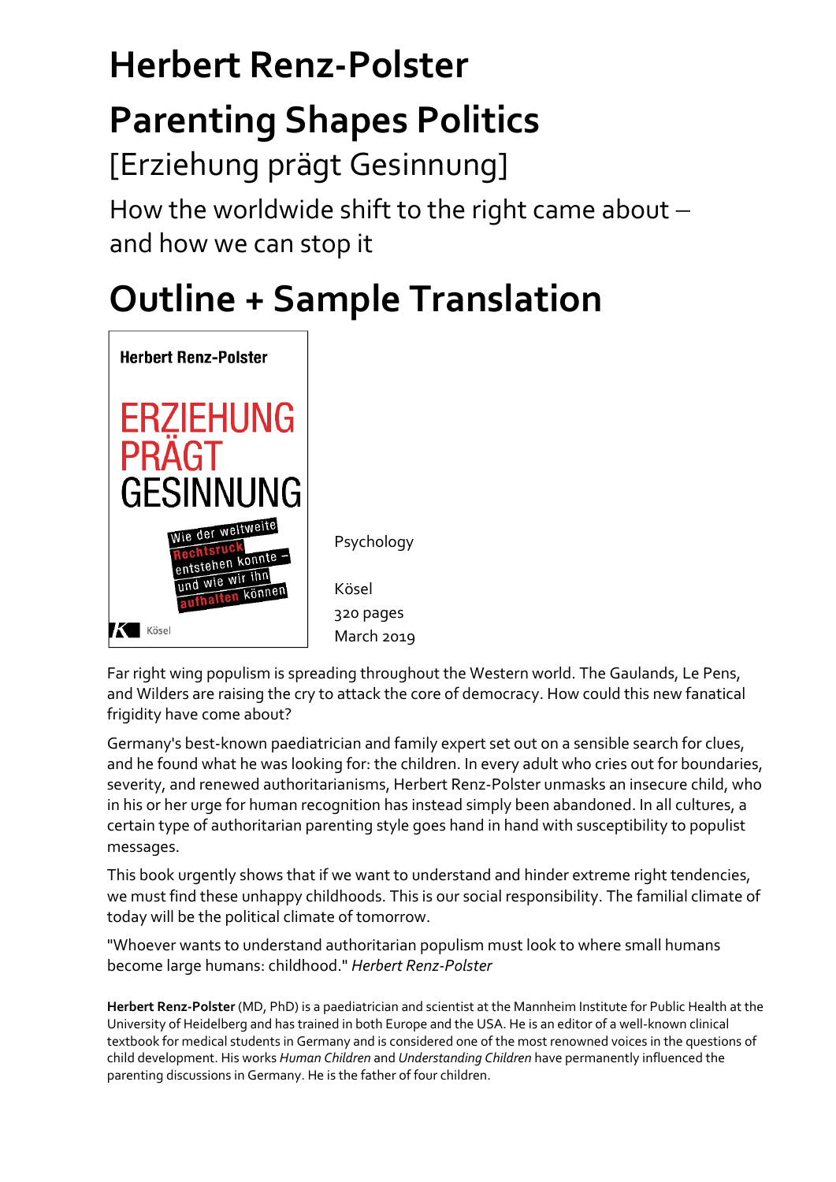# Herbert Renz-Polster

# Parenting Shapes Politics

[Erziehung prägt Gesinnung]

How the worldwide shift to the right came about – and how we can stop it

# Outline + Sample Translation

Psychology

Kösel
320 pages
March 2019

Far right wing populism is spreading throughout the Western world. The Gaulands, Le Pens, and Wilders are raising the cry to attack the core of democracy. How could this new fanatical frigidity have come about?

Germany's best-known paediatrician and family expert set out on a sensible search for clues, and he found what he was looking for: the children. In every adult who cries out for boundaries, severity, and renewed authoritarianisms, Herbert Renz-Polster unmasks an insecure child, who in his or her urge for human recognition has instead simply been abandoned. In all cultures, a certain type of authoritarian parenting style goes hand in hand with susceptibility to populist messages.

This book urgently shows that if we want to understand and hinder extreme right tendencies, we must find these unhappy childhoods. This is our social responsibility. The familial climate of today will be the political climate of tomorrow.

"Whoever wants to understand authoritarian populism must look to where small humans become large humans: childhood." *Herbert Renz-Polster*

**Herbert Renz-Polster** (MD, PhD) is a paediatrician and scientist at the Mannheim Institute for Public Health at the University of Heidelberg and has trained in both Europe and the USA. He is an editor of a well-known clinical textbook for medical students in Germany and is considered one of the most renowned voices in the questions of child development. His works *Human Children* and *Understanding Children* have permanently influenced the parenting discussions in Germany. He is the father of four children.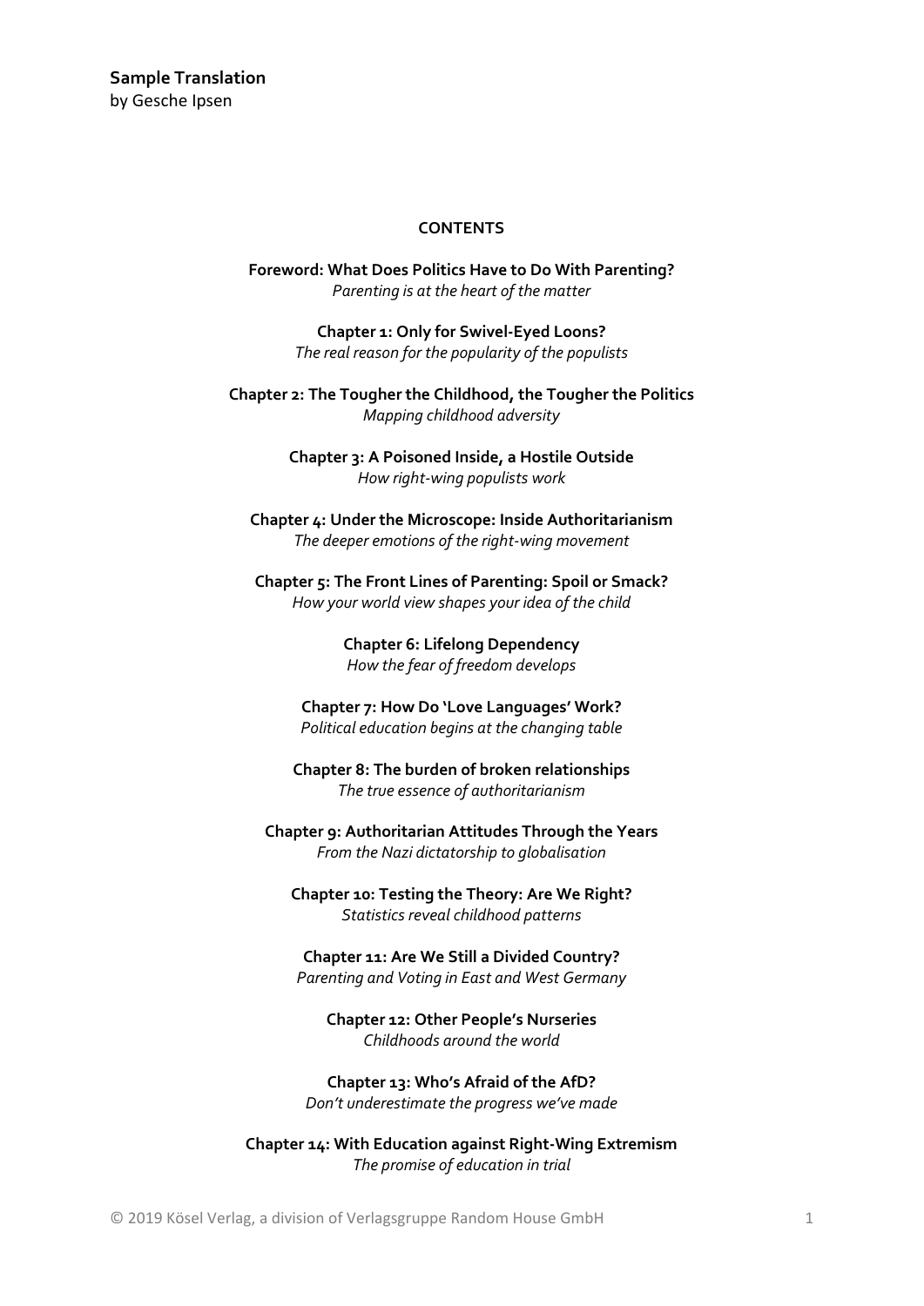**Sample Translation**
by Gesche Ipsen

## CONTENTS

**Foreword: What Does Politics Have to Do With Parenting?**
*Parenting is at the heart of the matter*

**Chapter 1: Only for Swivel-Eyed Loons?**
*The real reason for the popularity of the populists*

**Chapter 2: The Tougher the Childhood, the Tougher the Politics**
*Mapping childhood adversity*

**Chapter 3: A Poisoned Inside, a Hostile Outside**
*How right-wing populists work*

**Chapter 4: Under the Microscope: Inside Authoritarianism**
*The deeper emotions of the right-wing movement*

**Chapter 5: The Front Lines of Parenting: Spoil or Smack?**
*How your world view shapes your idea of the child*

**Chapter 6: Lifelong Dependency**
*How the fear of freedom develops*

**Chapter 7: How Do 'Love Languages' Work?**
*Political education begins at the changing table*

**Chapter 8: The burden of broken relationships**
*The true essence of authoritarianism*

**Chapter 9: Authoritarian Attitudes Through the Years**
*From the Nazi dictatorship to globalisation*

**Chapter 10: Testing the Theory: Are We Right?**
*Statistics reveal childhood patterns*

**Chapter 11: Are We Still a Divided Country?**
*Parenting and Voting in East and West Germany*

**Chapter 12: Other People's Nurseries**
*Childhoods around the world*

**Chapter 13: Who's Afraid of the AfD?**
*Don't underestimate the progress we've made*

**Chapter 14: With Education against Right-Wing Extremism**
*The promise of education in trial*

© 2019 Kösel Verlag, a division of Verlagsgruppe Random House GmbH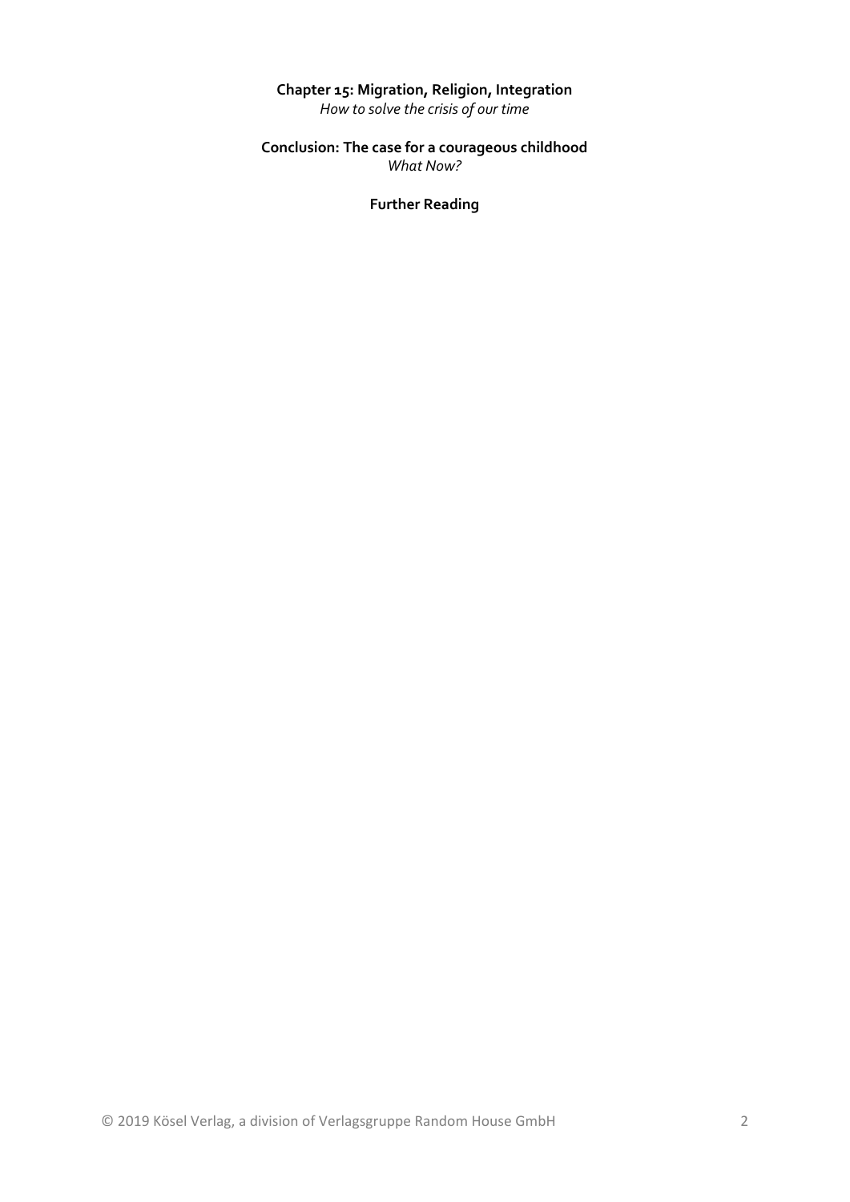**Chapter 15: Migration, Religion, Integration**
*How to solve the crisis of our time*

**Conclusion: The case for a courageous childhood**
*What Now?*

**Further Reading**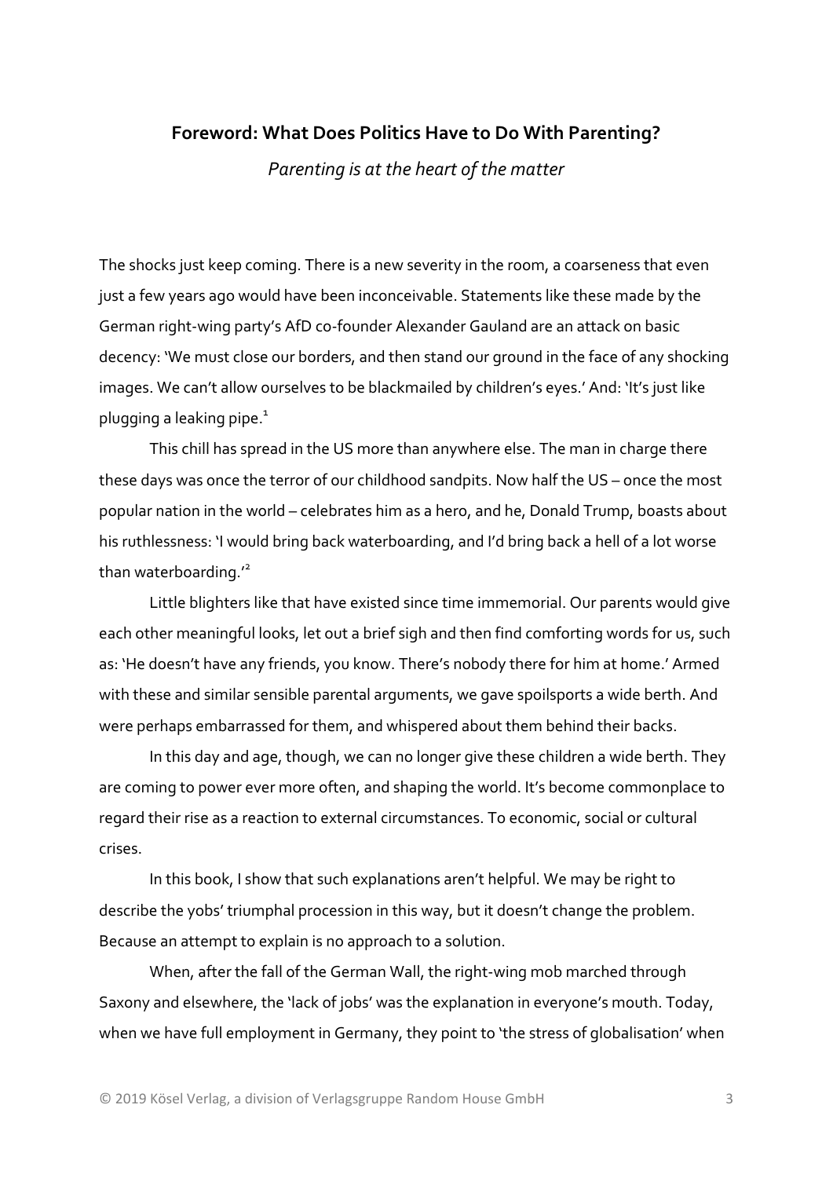## Foreword: What Does Politics Have to Do With Parenting?

*Parenting is at the heart of the matter*

The shocks just keep coming. There is a new severity in the room, a coarseness that even just a few years ago would have been inconceivable. Statements like these made by the German right-wing party's AfD co-founder Alexander Gauland are an attack on basic decency: 'We must close our borders, and then stand our ground in the face of any shocking images. We can't allow ourselves to be blackmailed by children's eyes.' And: 'It's just like plugging a leaking pipe.[1]

This chill has spread in the US more than anywhere else. The man in charge there these days was once the terror of our childhood sandpits. Now half the US – once the most popular nation in the world – celebrates him as a hero, and he, Donald Trump, boasts about his ruthlessness: 'I would bring back waterboarding, and I'd bring back a hell of a lot worse than waterboarding.'[2]

Little blighters like that have existed since time immemorial. Our parents would give each other meaningful looks, let out a brief sigh and then find comforting words for us, such as: 'He doesn't have any friends, you know. There's nobody there for him at home.' Armed with these and similar sensible parental arguments, we gave spoilsports a wide berth. And were perhaps embarrassed for them, and whispered about them behind their backs.

In this day and age, though, we can no longer give these children a wide berth. They are coming to power ever more often, and shaping the world. It's become commonplace to regard their rise as a reaction to external circumstances. To economic, social or cultural crises.

In this book, I show that such explanations aren't helpful. We may be right to describe the yobs' triumphal procession in this way, but it doesn't change the problem. Because an attempt to explain is no approach to a solution.

When, after the fall of the German Wall, the right-wing mob marched through Saxony and elsewhere, the 'lack of jobs' was the explanation in everyone's mouth. Today, when we have full employment in Germany, they point to 'the stress of globalisation' when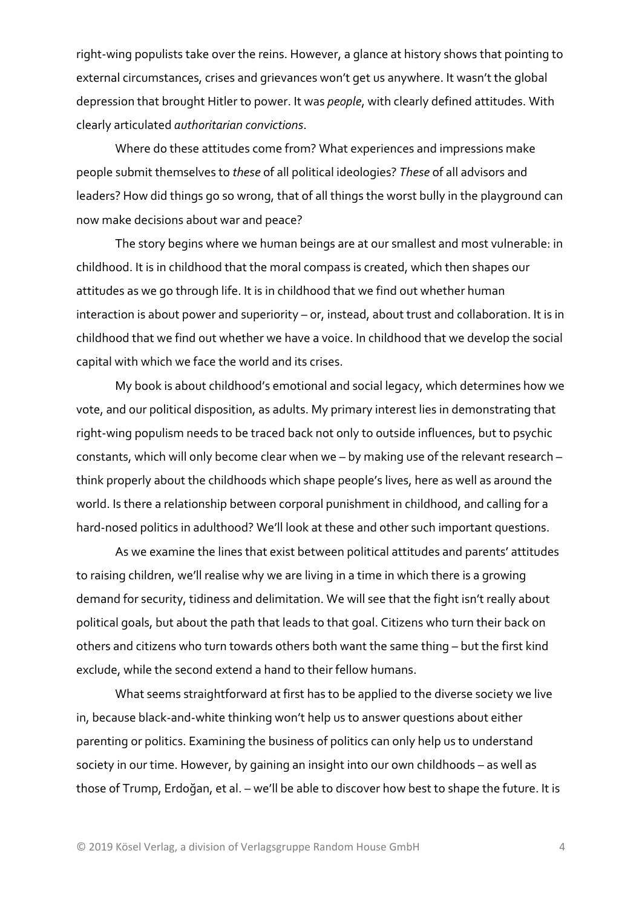right-wing populists take over the reins. However, a glance at history shows that pointing to external circumstances, crises and grievances won't get us anywhere. It wasn't the global depression that brought Hitler to power. It was *people*, with clearly defined attitudes. With clearly articulated *authoritarian convictions*.

Where do these attitudes come from? What experiences and impressions make people submit themselves to *these* of all political ideologies? *These* of all advisors and leaders? How did things go so wrong, that of all things the worst bully in the playground can now make decisions about war and peace?

The story begins where we human beings are at our smallest and most vulnerable: in childhood. It is in childhood that the moral compass is created, which then shapes our attitudes as we go through life. It is in childhood that we find out whether human interaction is about power and superiority – or, instead, about trust and collaboration. It is in childhood that we find out whether we have a voice. In childhood that we develop the social capital with which we face the world and its crises.

My book is about childhood's emotional and social legacy, which determines how we vote, and our political disposition, as adults. My primary interest lies in demonstrating that right-wing populism needs to be traced back not only to outside influences, but to psychic constants, which will only become clear when we – by making use of the relevant research – think properly about the childhoods which shape people's lives, here as well as around the world. Is there a relationship between corporal punishment in childhood, and calling for a hard-nosed politics in adulthood? We'll look at these and other such important questions.

As we examine the lines that exist between political attitudes and parents' attitudes to raising children, we'll realise why we are living in a time in which there is a growing demand for security, tidiness and delimitation. We will see that the fight isn't really about political goals, but about the path that leads to that goal. Citizens who turn their back on others and citizens who turn towards others both want the same thing – but the first kind exclude, while the second extend a hand to their fellow humans.

What seems straightforward at first has to be applied to the diverse society we live in, because black-and-white thinking won't help us to answer questions about either parenting or politics. Examining the business of politics can only help us to understand society in our time. However, by gaining an insight into our own childhoods – as well as those of Trump, Erdoğan, et al. – we'll be able to discover how best to shape the future. It is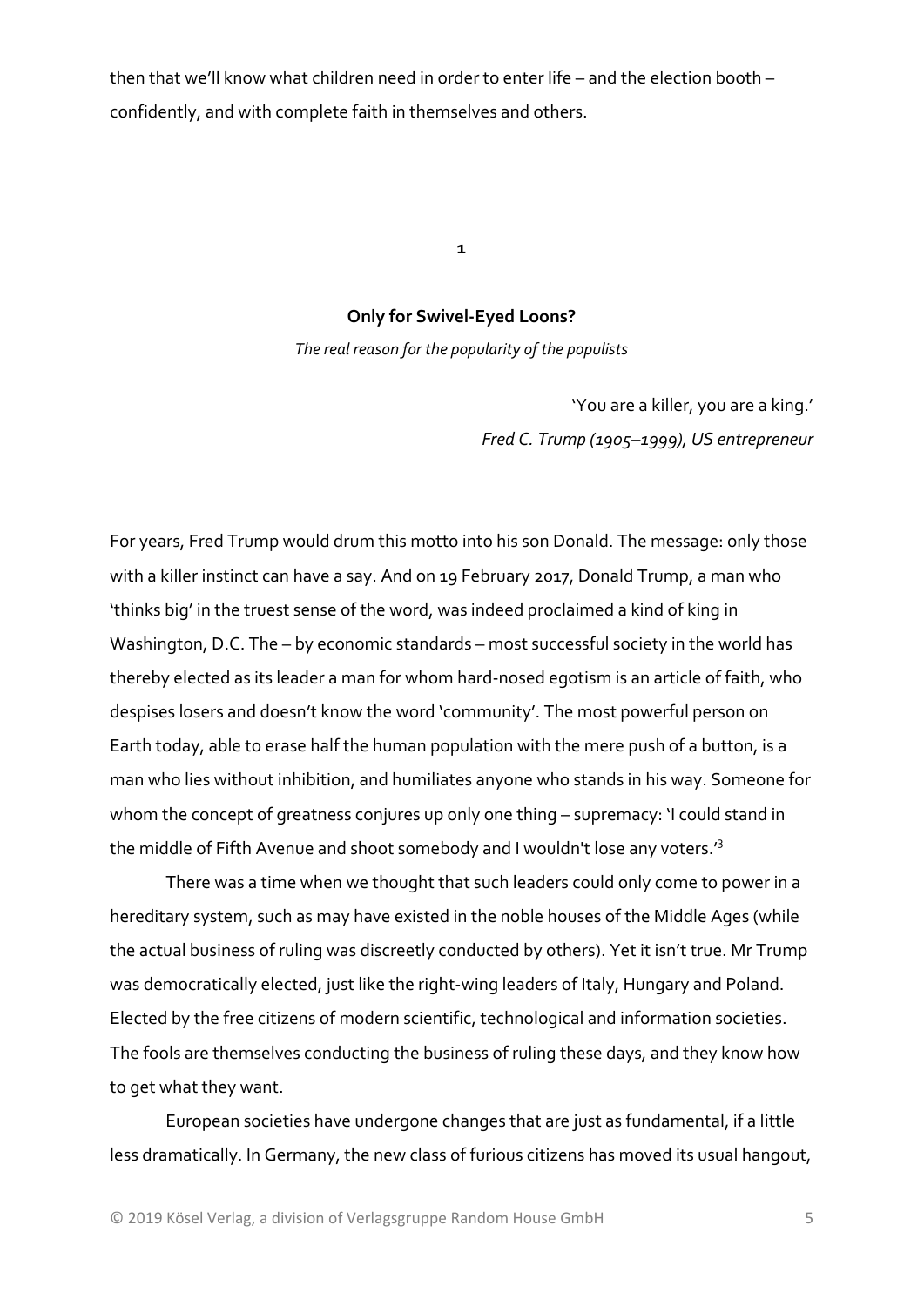then that we'll know what children need in order to enter life – and the election booth – confidently, and with complete faith in themselves and others.

**1**

## Only for Swivel-Eyed Loons?

*The real reason for the popularity of the populists*

> 'You are a killer, you are a king.'
> *Fred C. Trump (1905–1999), US entrepreneur*

For years, Fred Trump would drum this motto into his son Donald. The message: only those with a killer instinct can have a say. And on 19 February 2017, Donald Trump, a man who 'thinks big' in the truest sense of the word, was indeed proclaimed a kind of king in Washington, D.C. The – by economic standards – most successful society in the world has thereby elected as its leader a man for whom hard-nosed egotism is an article of faith, who despises losers and doesn't know the word 'community'. The most powerful person on Earth today, able to erase half the human population with the mere push of a button, is a man who lies without inhibition, and humiliates anyone who stands in his way. Someone for whom the concept of greatness conjures up only one thing – supremacy: 'I could stand in the middle of Fifth Avenue and shoot somebody and I wouldn't lose any voters.'[3]

There was a time when we thought that such leaders could only come to power in a hereditary system, such as may have existed in the noble houses of the Middle Ages (while the actual business of ruling was discreetly conducted by others). Yet it isn't true. Mr Trump was democratically elected, just like the right-wing leaders of Italy, Hungary and Poland. Elected by the free citizens of modern scientific, technological and information societies. The fools are themselves conducting the business of ruling these days, and they know how to get what they want.

European societies have undergone changes that are just as fundamental, if a little less dramatically. In Germany, the new class of furious citizens has moved its usual hangout,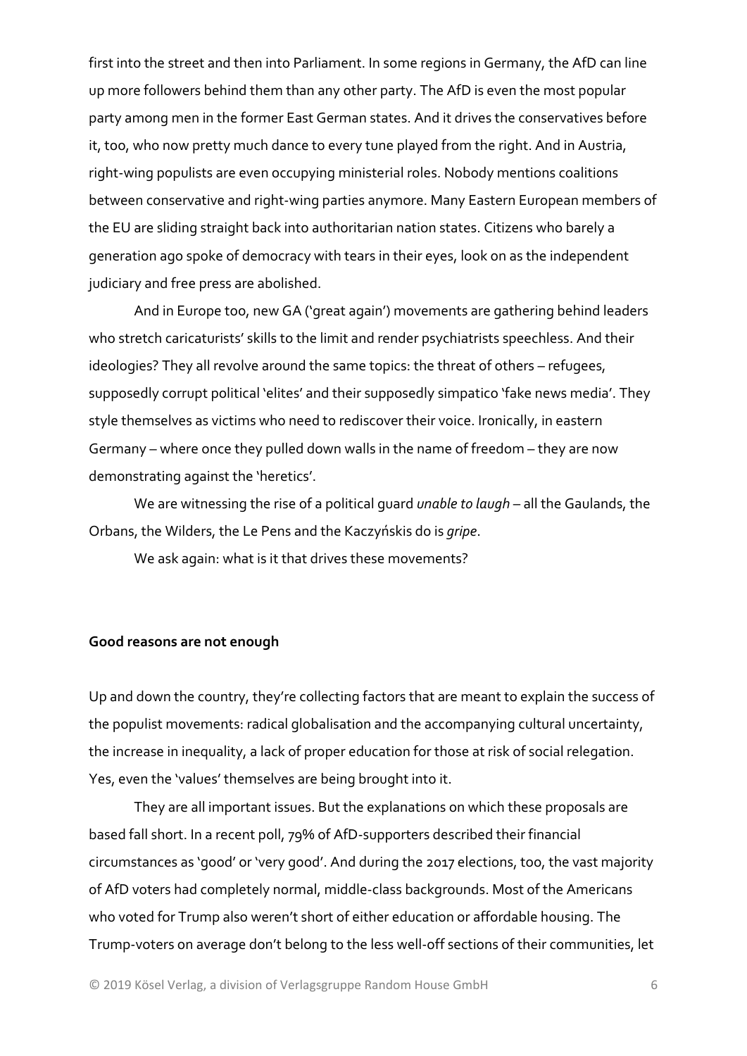first into the street and then into Parliament. In some regions in Germany, the AfD can line up more followers behind them than any other party. The AfD is even the most popular party among men in the former East German states. And it drives the conservatives before it, too, who now pretty much dance to every tune played from the right. And in Austria, right-wing populists are even occupying ministerial roles. Nobody mentions coalitions between conservative and right-wing parties anymore. Many Eastern European members of the EU are sliding straight back into authoritarian nation states. Citizens who barely a generation ago spoke of democracy with tears in their eyes, look on as the independent judiciary and free press are abolished.

And in Europe too, new GA ('great again') movements are gathering behind leaders who stretch caricaturists' skills to the limit and render psychiatrists speechless. And their ideologies? They all revolve around the same topics: the threat of others – refugees, supposedly corrupt political 'elites' and their supposedly simpatico 'fake news media'. They style themselves as victims who need to rediscover their voice. Ironically, in eastern Germany – where once they pulled down walls in the name of freedom – they are now demonstrating against the 'heretics'.

We are witnessing the rise of a political guard *unable to laugh* – all the Gaulands, the Orbans, the Wilders, the Le Pens and the Kaczyńskis do is *gripe*.

We ask again: what is it that drives these movements?

**Good reasons are not enough**

Up and down the country, they're collecting factors that are meant to explain the success of the populist movements: radical globalisation and the accompanying cultural uncertainty, the increase in inequality, a lack of proper education for those at risk of social relegation. Yes, even the 'values' themselves are being brought into it.

They are all important issues. But the explanations on which these proposals are based fall short. In a recent poll, 79% of AfD-supporters described their financial circumstances as 'good' or 'very good'. And during the 2017 elections, too, the vast majority of AfD voters had completely normal, middle-class backgrounds. Most of the Americans who voted for Trump also weren't short of either education or affordable housing. The Trump-voters on average don't belong to the less well-off sections of their communities, let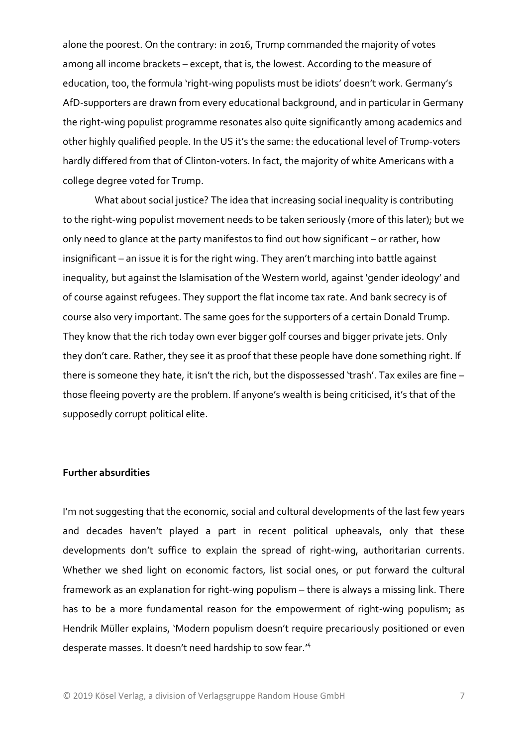alone the poorest. On the contrary: in 2016, Trump commanded the majority of votes among all income brackets – except, that is, the lowest. According to the measure of education, too, the formula 'right-wing populists must be idiots' doesn't work. Germany's AfD-supporters are drawn from every educational background, and in particular in Germany the right-wing populist programme resonates also quite significantly among academics and other highly qualified people. In the US it's the same: the educational level of Trump-voters hardly differed from that of Clinton-voters. In fact, the majority of white Americans with a college degree voted for Trump.

What about social justice? The idea that increasing social inequality is contributing to the right-wing populist movement needs to be taken seriously (more of this later); but we only need to glance at the party manifestos to find out how significant – or rather, how insignificant – an issue it is for the right wing. They aren't marching into battle against inequality, but against the Islamisation of the Western world, against 'gender ideology' and of course against refugees. They support the flat income tax rate. And bank secrecy is of course also very important. The same goes for the supporters of a certain Donald Trump. They know that the rich today own ever bigger golf courses and bigger private jets. Only they don't care. Rather, they see it as proof that these people have done something right. If there is someone they hate, it isn't the rich, but the dispossessed 'trash'. Tax exiles are fine – those fleeing poverty are the problem. If anyone's wealth is being criticised, it's that of the supposedly corrupt political elite.

**Further absurdities**

I'm not suggesting that the economic, social and cultural developments of the last few years and decades haven't played a part in recent political upheavals, only that these developments don't suffice to explain the spread of right-wing, authoritarian currents. Whether we shed light on economic factors, list social ones, or put forward the cultural framework as an explanation for right-wing populism – there is always a missing link. There has to be a more fundamental reason for the empowerment of right-wing populism; as Hendrik Müller explains, 'Modern populism doesn't require precariously positioned or even desperate masses. It doesn't need hardship to sow fear.'[4]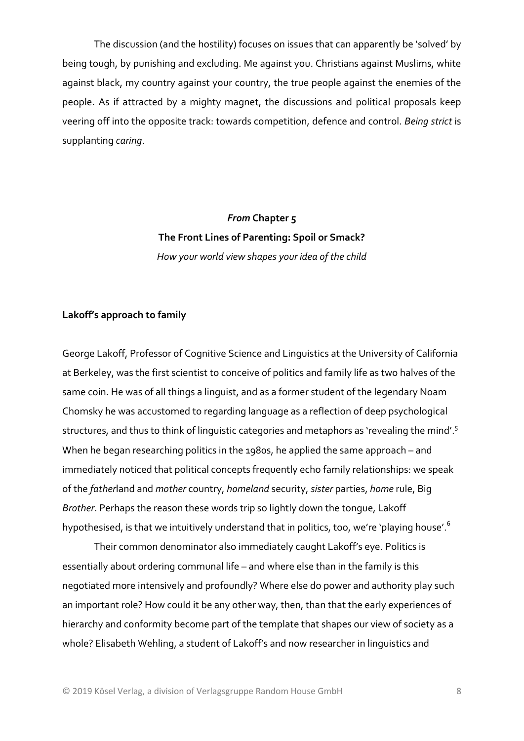The discussion (and the hostility) focuses on issues that can apparently be 'solved' by being tough, by punishing and excluding. Me against you. Christians against Muslims, white against black, my country against your country, the true people against the enemies of the people. As if attracted by a mighty magnet, the discussions and political proposals keep veering off into the opposite track: towards competition, defence and control. *Being strict* is supplanting *caring*.

## ***From* Chapter 5**
## **The Front Lines of Parenting: Spoil or Smack?**
*How your world view shapes your idea of the child*

### **Lakoff's approach to family**

George Lakoff, Professor of Cognitive Science and Linguistics at the University of California at Berkeley, was the first scientist to conceive of politics and family life as two halves of the same coin. He was of all things a linguist, and as a former student of the legendary Noam Chomsky he was accustomed to regarding language as a reflection of deep psychological structures, and thus to think of linguistic categories and metaphors as 'revealing the mind'.[5] When he began researching politics in the 1980s, he applied the same approach – and immediately noticed that political concepts frequently echo family relationships: we speak of the *father*land and *mother* country, *homeland* security, *sister* parties, *home* rule, Big *Brother*. Perhaps the reason these words trip so lightly down the tongue, Lakoff hypothesised, is that we intuitively understand that in politics, too, we're 'playing house'.[6]

Their common denominator also immediately caught Lakoff's eye. Politics is essentially about ordering communal life – and where else than in the family is this negotiated more intensively and profoundly? Where else do power and authority play such an important role? How could it be any other way, then, than that the early experiences of hierarchy and conformity become part of the template that shapes our view of society as a whole? Elisabeth Wehling, a student of Lakoff's and now researcher in linguistics and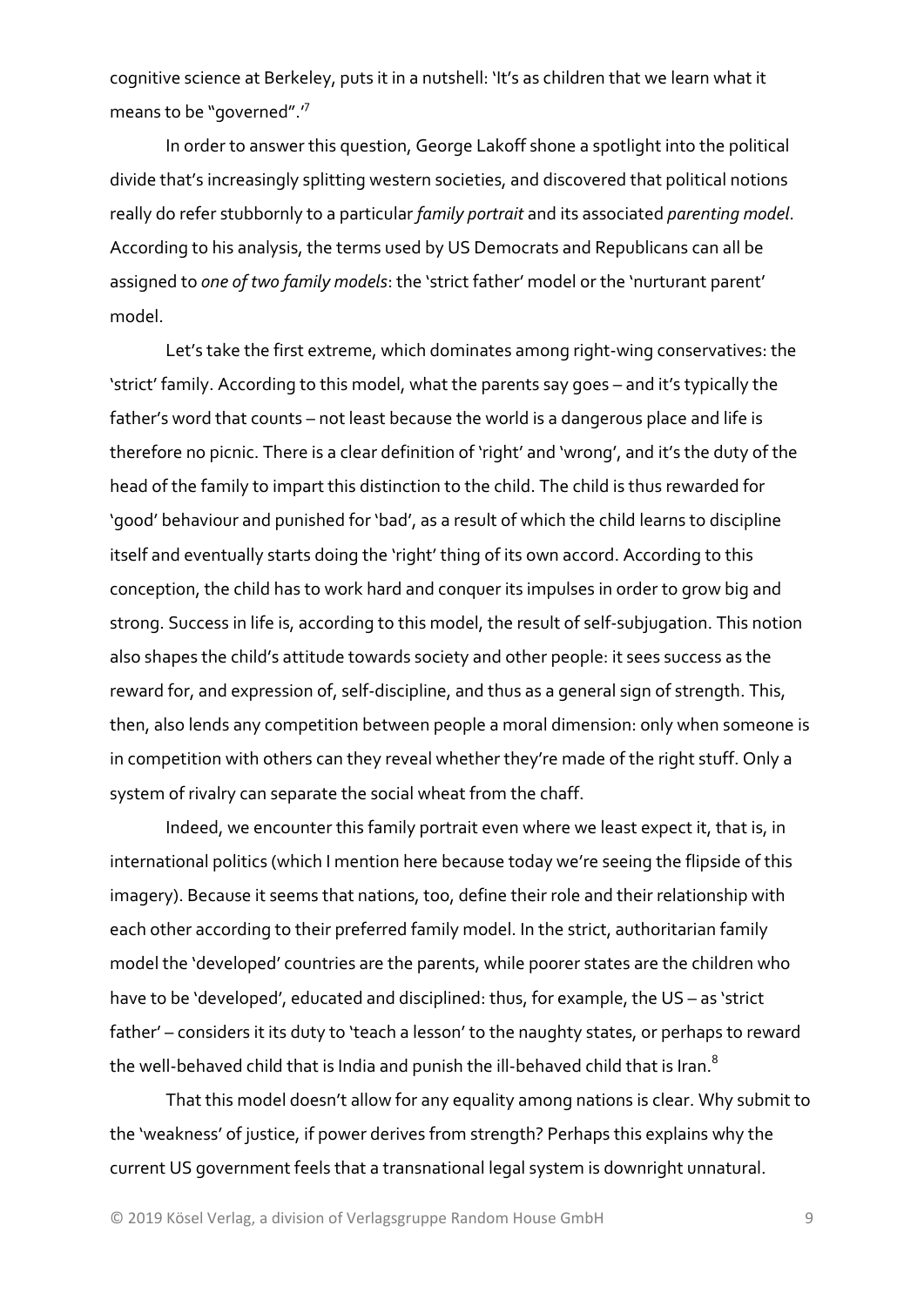cognitive science at Berkeley, puts it in a nutshell: 'It's as children that we learn what it means to be "governed".'[7]

In order to answer this question, George Lakoff shone a spotlight into the political divide that's increasingly splitting western societies, and discovered that political notions really do refer stubbornly to a particular *family portrait* and its associated *parenting model*. According to his analysis, the terms used by US Democrats and Republicans can all be assigned to *one of two family models*: the 'strict father' model or the 'nurturant parent' model.

Let's take the first extreme, which dominates among right-wing conservatives: the 'strict' family. According to this model, what the parents say goes – and it's typically the father's word that counts – not least because the world is a dangerous place and life is therefore no picnic. There is a clear definition of 'right' and 'wrong', and it's the duty of the head of the family to impart this distinction to the child. The child is thus rewarded for 'good' behaviour and punished for 'bad', as a result of which the child learns to discipline itself and eventually starts doing the 'right' thing of its own accord. According to this conception, the child has to work hard and conquer its impulses in order to grow big and strong. Success in life is, according to this model, the result of self-subjugation. This notion also shapes the child's attitude towards society and other people: it sees success as the reward for, and expression of, self-discipline, and thus as a general sign of strength. This, then, also lends any competition between people a moral dimension: only when someone is in competition with others can they reveal whether they're made of the right stuff. Only a system of rivalry can separate the social wheat from the chaff.

Indeed, we encounter this family portrait even where we least expect it, that is, in international politics (which I mention here because today we're seeing the flipside of this imagery). Because it seems that nations, too, define their role and their relationship with each other according to their preferred family model. In the strict, authoritarian family model the 'developed' countries are the parents, while poorer states are the children who have to be 'developed', educated and disciplined: thus, for example, the US – as 'strict father' – considers it its duty to 'teach a lesson' to the naughty states, or perhaps to reward the well-behaved child that is India and punish the ill-behaved child that is Iran.[8]

That this model doesn't allow for any equality among nations is clear. Why submit to the 'weakness' of justice, if power derives from strength? Perhaps this explains why the current US government feels that a transnational legal system is downright unnatural.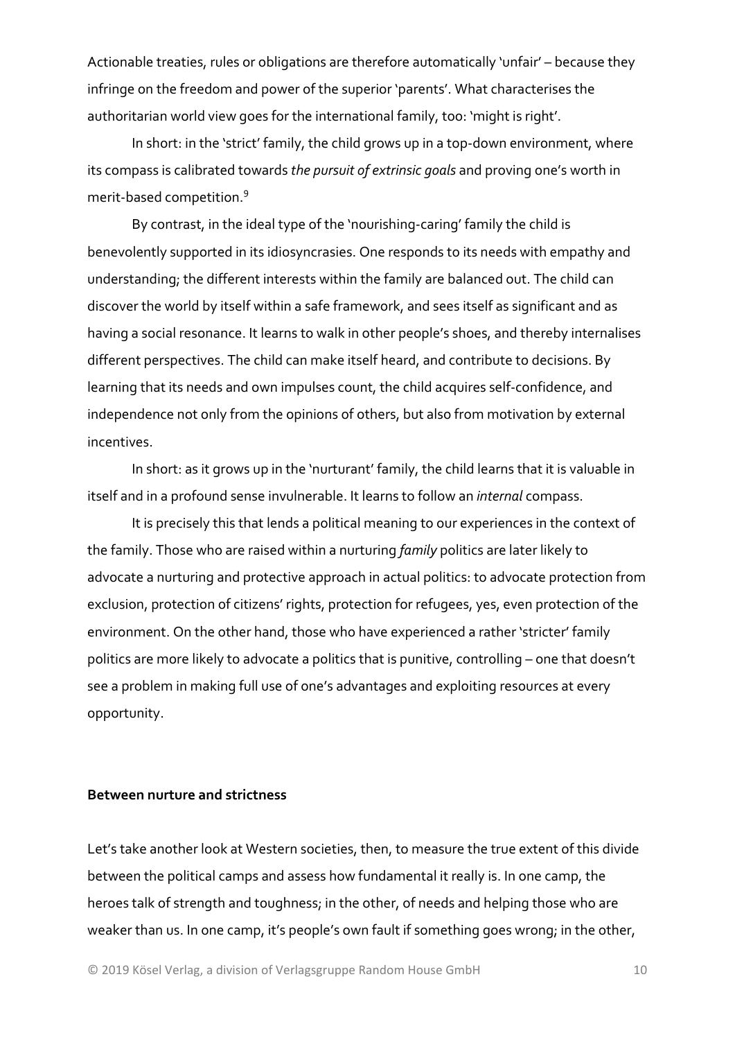Actionable treaties, rules or obligations are therefore automatically 'unfair' – because they infringe on the freedom and power of the superior 'parents'. What characterises the authoritarian world view goes for the international family, too: 'might is right'.

In short: in the 'strict' family, the child grows up in a top-down environment, where its compass is calibrated towards *the pursuit of extrinsic goals* and proving one's worth in merit-based competition.[9]

By contrast, in the ideal type of the 'nourishing-caring' family the child is benevolently supported in its idiosyncrasies. One responds to its needs with empathy and understanding; the different interests within the family are balanced out. The child can discover the world by itself within a safe framework, and sees itself as significant and as having a social resonance. It learns to walk in other people's shoes, and thereby internalises different perspectives. The child can make itself heard, and contribute to decisions. By learning that its needs and own impulses count, the child acquires self-confidence, and independence not only from the opinions of others, but also from motivation by external incentives.

In short: as it grows up in the 'nurturant' family, the child learns that it is valuable in itself and in a profound sense invulnerable. It learns to follow an *internal* compass.

It is precisely this that lends a political meaning to our experiences in the context of the family. Those who are raised within a nurturing *family* politics are later likely to advocate a nurturing and protective approach in actual politics: to advocate protection from exclusion, protection of citizens' rights, protection for refugees, yes, even protection of the environment. On the other hand, those who have experienced a rather 'stricter' family politics are more likely to advocate a politics that is punitive, controlling – one that doesn't see a problem in making full use of one's advantages and exploiting resources at every opportunity.

**Between nurture and strictness**

Let's take another look at Western societies, then, to measure the true extent of this divide between the political camps and assess how fundamental it really is. In one camp, the heroes talk of strength and toughness; in the other, of needs and helping those who are weaker than us. In one camp, it's people's own fault if something goes wrong; in the other,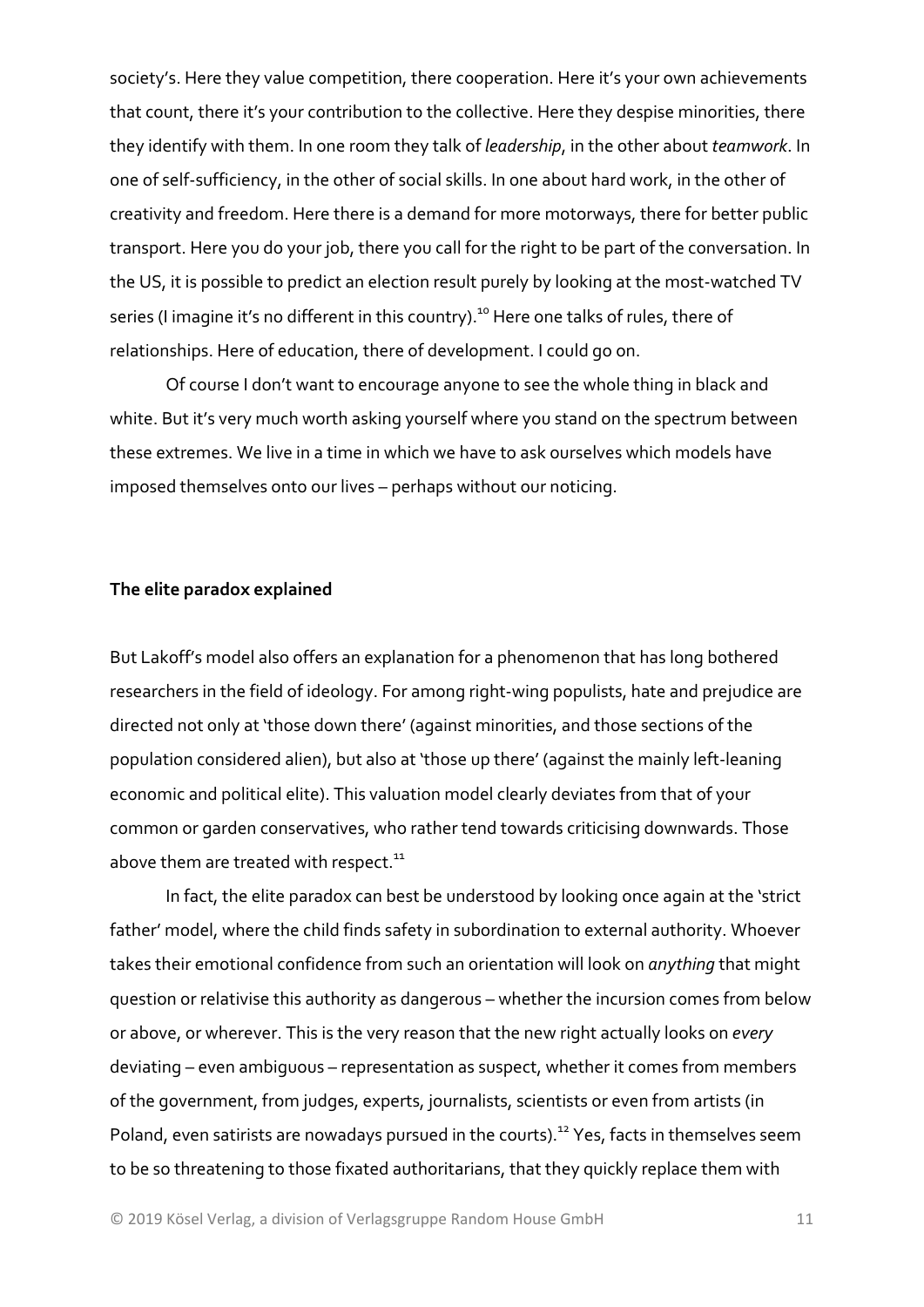society's. Here they value competition, there cooperation. Here it's your own achievements that count, there it's your contribution to the collective. Here they despise minorities, there they identify with them. In one room they talk of *leadership*, in the other about *teamwork*. In one of self-sufficiency, in the other of social skills. In one about hard work, in the other of creativity and freedom. Here there is a demand for more motorways, there for better public transport. Here you do your job, there you call for the right to be part of the conversation. In the US, it is possible to predict an election result purely by looking at the most-watched TV series (I imagine it's no different in this country).[10] Here one talks of rules, there of relationships. Here of education, there of development. I could go on.

Of course I don't want to encourage anyone to see the whole thing in black and white. But it's very much worth asking yourself where you stand on the spectrum between these extremes. We live in a time in which we have to ask ourselves which models have imposed themselves onto our lives – perhaps without our noticing.

**The elite paradox explained**

But Lakoff's model also offers an explanation for a phenomenon that has long bothered researchers in the field of ideology. For among right-wing populists, hate and prejudice are directed not only at 'those down there' (against minorities, and those sections of the population considered alien), but also at 'those up there' (against the mainly left-leaning economic and political elite). This valuation model clearly deviates from that of your common or garden conservatives, who rather tend towards criticising downwards. Those above them are treated with respect.[11]

In fact, the elite paradox can best be understood by looking once again at the 'strict father' model, where the child finds safety in subordination to external authority. Whoever takes their emotional confidence from such an orientation will look on *anything* that might question or relativise this authority as dangerous – whether the incursion comes from below or above, or wherever. This is the very reason that the new right actually looks on *every* deviating – even ambiguous – representation as suspect, whether it comes from members of the government, from judges, experts, journalists, scientists or even from artists (in Poland, even satirists are nowadays pursued in the courts).[12] Yes, facts in themselves seem to be so threatening to those fixated authoritarians, that they quickly replace them with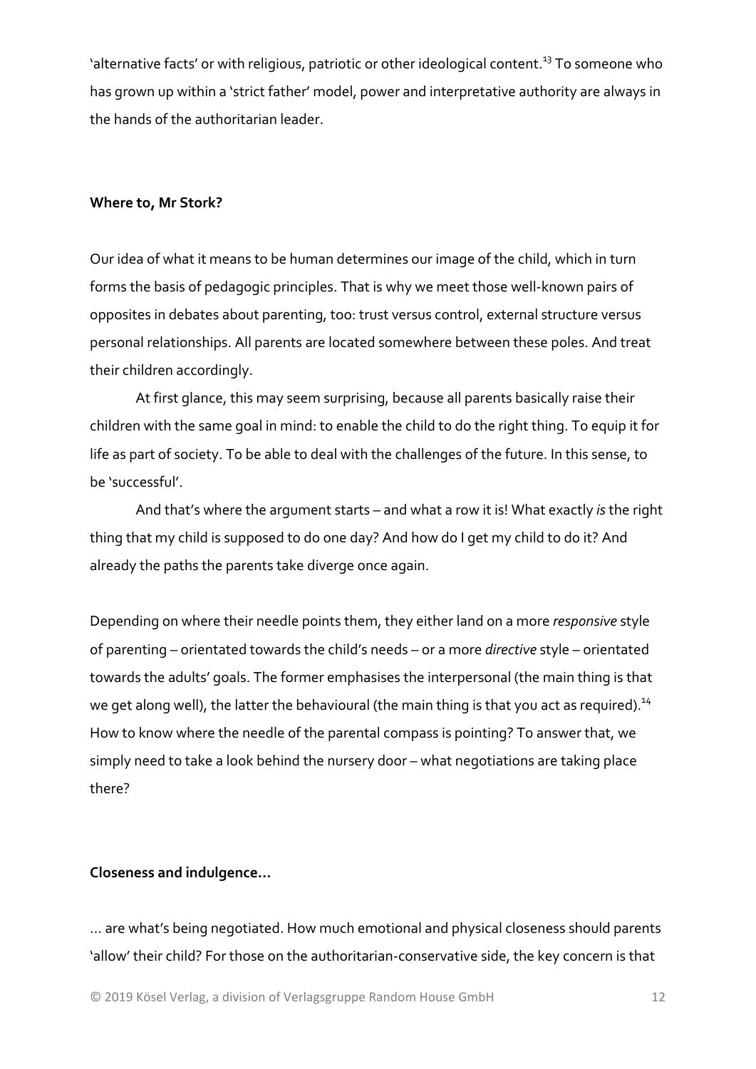'alternative facts' or with religious, patriotic or other ideological content.[13] To someone who has grown up within a 'strict father' model, power and interpretative authority are always in the hands of the authoritarian leader.

**Where to, Mr Stork?**

Our idea of what it means to be human determines our image of the child, which in turn forms the basis of pedagogic principles. That is why we meet those well-known pairs of opposites in debates about parenting, too: trust versus control, external structure versus personal relationships. All parents are located somewhere between these poles. And treat their children accordingly.

At first glance, this may seem surprising, because all parents basically raise their children with the same goal in mind: to enable the child to do the right thing. To equip it for life as part of society. To be able to deal with the challenges of the future. In this sense, to be 'successful'.

And that's where the argument starts – and what a row it is! What exactly *is* the right thing that my child is supposed to do one day? And how do I get my child to do it? And already the paths the parents take diverge once again.

Depending on where their needle points them, they either land on a more *responsive* style of parenting – orientated towards the child's needs – or a more *directive* style – orientated towards the adults' goals. The former emphasises the interpersonal (the main thing is that we get along well), the latter the behavioural (the main thing is that you act as required).[14] How to know where the needle of the parental compass is pointing? To answer that, we simply need to take a look behind the nursery door – what negotiations are taking place there?

**Closeness and indulgence…**

… are what's being negotiated. How much emotional and physical closeness should parents 'allow' their child? For those on the authoritarian-conservative side, the key concern is that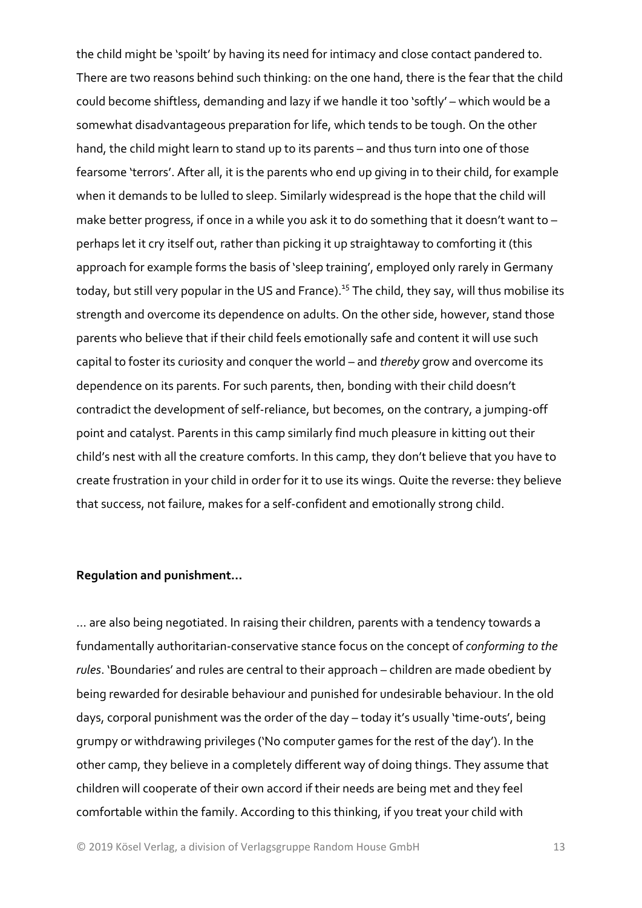the child might be 'spoilt' by having its need for intimacy and close contact pandered to. There are two reasons behind such thinking: on the one hand, there is the fear that the child could become shiftless, demanding and lazy if we handle it too 'softly' – which would be a somewhat disadvantageous preparation for life, which tends to be tough. On the other hand, the child might learn to stand up to its parents – and thus turn into one of those fearsome 'terrors'. After all, it is the parents who end up giving in to their child, for example when it demands to be lulled to sleep. Similarly widespread is the hope that the child will make better progress, if once in a while you ask it to do something that it doesn't want to – perhaps let it cry itself out, rather than picking it up straightaway to comforting it (this approach for example forms the basis of 'sleep training', employed only rarely in Germany today, but still very popular in the US and France).[15] The child, they say, will thus mobilise its strength and overcome its dependence on adults. On the other side, however, stand those parents who believe that if their child feels emotionally safe and content it will use such capital to foster its curiosity and conquer the world – and *thereby* grow and overcome its dependence on its parents. For such parents, then, bonding with their child doesn't contradict the development of self-reliance, but becomes, on the contrary, a jumping-off point and catalyst. Parents in this camp similarly find much pleasure in kitting out their child's nest with all the creature comforts. In this camp, they don't believe that you have to create frustration in your child in order for it to use its wings. Quite the reverse: they believe that success, not failure, makes for a self-confident and emotionally strong child.

**Regulation and punishment…**

… are also being negotiated. In raising their children, parents with a tendency towards a fundamentally authoritarian-conservative stance focus on the concept of *conforming to the rules*. 'Boundaries' and rules are central to their approach – children are made obedient by being rewarded for desirable behaviour and punished for undesirable behaviour. In the old days, corporal punishment was the order of the day – today it's usually 'time-outs', being grumpy or withdrawing privileges ('No computer games for the rest of the day'). In the other camp, they believe in a completely different way of doing things. They assume that children will cooperate of their own accord if their needs are being met and they feel comfortable within the family. According to this thinking, if you treat your child with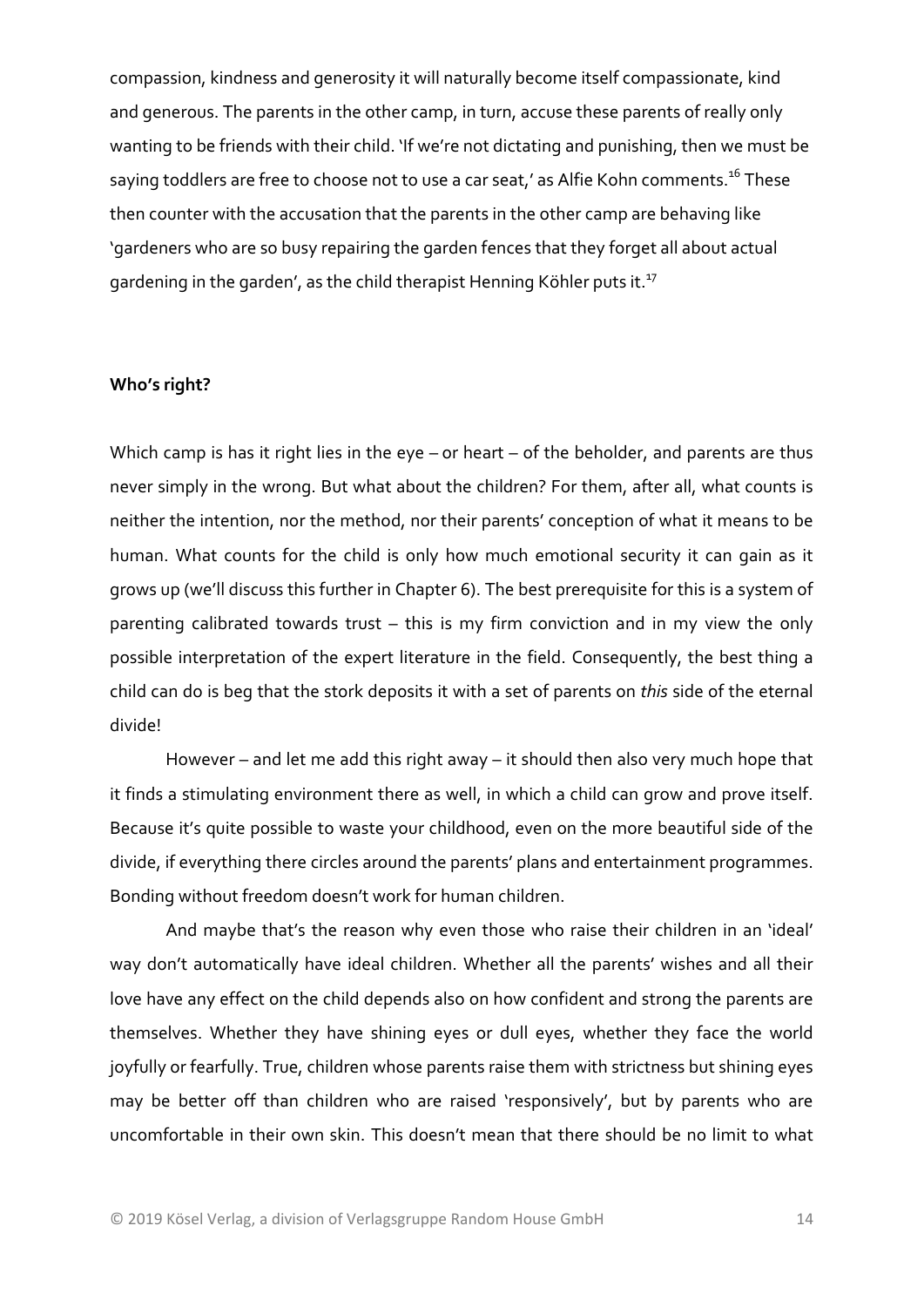compassion, kindness and generosity it will naturally become itself compassionate, kind and generous. The parents in the other camp, in turn, accuse these parents of really only wanting to be friends with their child. 'If we're not dictating and punishing, then we must be saying toddlers are free to choose not to use a car seat,' as Alfie Kohn comments.[16] These then counter with the accusation that the parents in the other camp are behaving like 'gardeners who are so busy repairing the garden fences that they forget all about actual gardening in the garden', as the child therapist Henning Köhler puts it.[17]

**Who's right?**

Which camp is has it right lies in the eye – or heart – of the beholder, and parents are thus never simply in the wrong. But what about the children? For them, after all, what counts is neither the intention, nor the method, nor their parents' conception of what it means to be human. What counts for the child is only how much emotional security it can gain as it grows up (we'll discuss this further in Chapter 6). The best prerequisite for this is a system of parenting calibrated towards trust – this is my firm conviction and in my view the only possible interpretation of the expert literature in the field. Consequently, the best thing a child can do is beg that the stork deposits it with a set of parents on *this* side of the eternal divide!

However – and let me add this right away – it should then also very much hope that it finds a stimulating environment there as well, in which a child can grow and prove itself. Because it's quite possible to waste your childhood, even on the more beautiful side of the divide, if everything there circles around the parents' plans and entertainment programmes. Bonding without freedom doesn't work for human children.

And maybe that's the reason why even those who raise their children in an 'ideal' way don't automatically have ideal children. Whether all the parents' wishes and all their love have any effect on the child depends also on how confident and strong the parents are themselves. Whether they have shining eyes or dull eyes, whether they face the world joyfully or fearfully. True, children whose parents raise them with strictness but shining eyes may be better off than children who are raised 'responsively', but by parents who are uncomfortable in their own skin. This doesn't mean that there should be no limit to what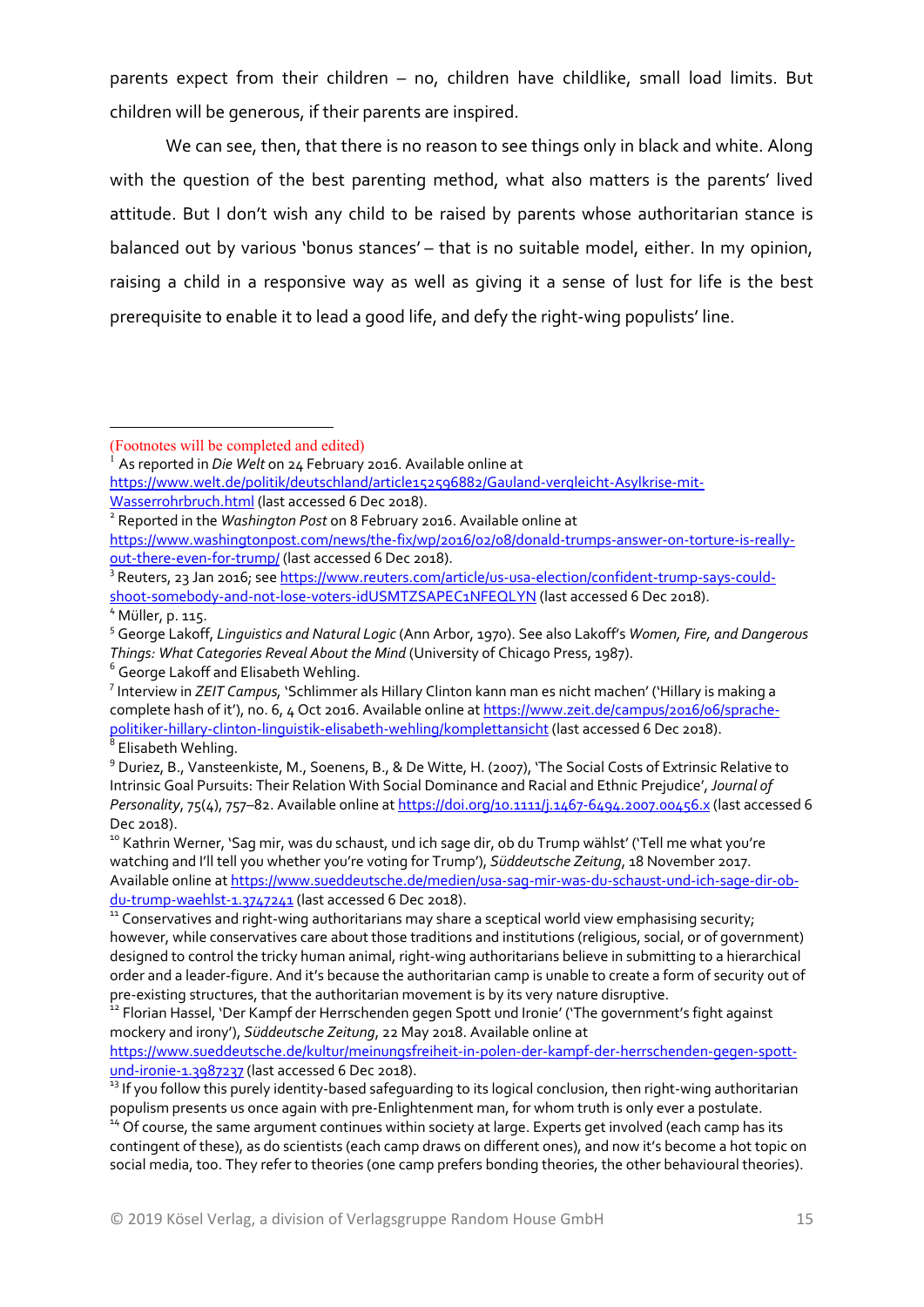parents expect from their children – no, children have childlike, small load limits. But children will be generous, if their parents are inspired.

We can see, then, that there is no reason to see things only in black and white. Along with the question of the best parenting method, what also matters is the parents' lived attitude. But I don't wish any child to be raised by parents whose authoritarian stance is balanced out by various 'bonus stances' – that is no suitable model, either. In my opinion, raising a child in a responsive way as well as giving it a sense of lust for life is the best prerequisite to enable it to lead a good life, and defy the right-wing populists' line.

---

(Footnotes will be completed and edited)

[1] As reported in *Die Welt* on 24 February 2016. Available online at https://www.welt.de/politik/deutschland/article152596882/Gauland-vergleicht-Asylkrise-mit-Wasserrohrbruch.html (last accessed 6 Dec 2018).

[2] Reported in the *Washington Post* on 8 February 2016. Available online at https://www.washingtonpost.com/news/the-fix/wp/2016/02/08/donald-trumps-answer-on-torture-is-really-out-there-even-for-trump/ (last accessed 6 Dec 2018).

[3] Reuters, 23 Jan 2016; see https://www.reuters.com/article/us-usa-election/confident-trump-says-could-shoot-somebody-and-not-lose-voters-idUSMTZSAPEC1NFEQLYN (last accessed 6 Dec 2018).

[4] Müller, p. 115.

[5] George Lakoff, *Linguistics and Natural Logic* (Ann Arbor, 1970). See also Lakoff's *Women, Fire, and Dangerous Things: What Categories Reveal About the Mind* (University of Chicago Press, 1987).

[6] George Lakoff and Elisabeth Wehling.

[7] Interview in *ZEIT Campus,* 'Schlimmer als Hillary Clinton kann man es nicht machen' ('Hillary is making a complete hash of it'), no. 6, 4 Oct 2016. Available online at https://www.zeit.de/campus/2016/06/sprache-politiker-hillary-clinton-linguistik-elisabeth-wehling/komplettansicht (last accessed 6 Dec 2018).

[8] Elisabeth Wehling.

[9] Duriez, B., Vansteenkiste, M., Soenens, B., & De Witte, H. (2007), 'The Social Costs of Extrinsic Relative to Intrinsic Goal Pursuits: Their Relation With Social Dominance and Racial and Ethnic Prejudice', *Journal of Personality*, 75(4), 757–82. Available online at https://doi.org/10.1111/j.1467-6494.2007.00456.x (last accessed 6 Dec 2018).

[10] Kathrin Werner, 'Sag mir, was du schaust, und ich sage dir, ob du Trump wählst' ('Tell me what you're watching and I'll tell you whether you're voting for Trump'), *Süddeutsche Zeitung*, 18 November 2017. Available online at https://www.sueddeutsche.de/medien/usa-sag-mir-was-du-schaust-und-ich-sage-dir-ob-du-trump-waehlst-1.3747241 (last accessed 6 Dec 2018).

[11] Conservatives and right-wing authoritarians may share a sceptical world view emphasising security; however, while conservatives care about those traditions and institutions (religious, social, or of government) designed to control the tricky human animal, right-wing authoritarians believe in submitting to a hierarchical order and a leader-figure. And it's because the authoritarian camp is unable to create a form of security out of pre-existing structures, that the authoritarian movement is by its very nature disruptive.

[12] Florian Hassel, 'Der Kampf der Herrschenden gegen Spott und Ironie' ('The government's fight against mockery and irony'), *Süddeutsche Zeitung*, 22 May 2018. Available online at https://www.sueddeutsche.de/kultur/meinungsfreiheit-in-polen-der-kampf-der-herrschenden-gegen-spott-und-ironie-1.3987237 (last accessed 6 Dec 2018).

[13] If you follow this purely identity-based safeguarding to its logical conclusion, then right-wing authoritarian populism presents us once again with pre-Enlightenment man, for whom truth is only ever a postulate.

[14] Of course, the same argument continues within society at large. Experts get involved (each camp has its contingent of these), as do scientists (each camp draws on different ones), and now it's become a hot topic on social media, too. They refer to theories (one camp prefers bonding theories, the other behavioural theories).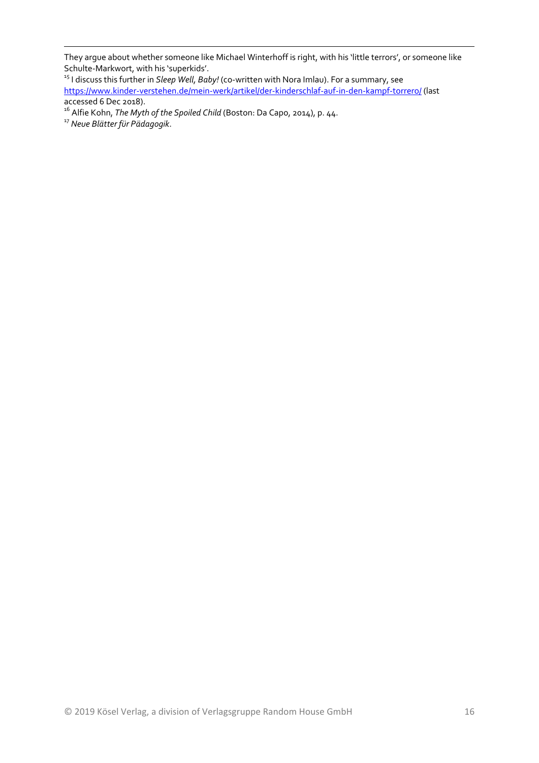They argue about whether someone like Michael Winterhoff is right, with his 'little terrors', or someone like Schulte-Markwort, with his 'superkids'.

[15] I discuss this further in *Sleep Well, Baby!* (co-written with Nora Imlau). For a summary, see https://www.kinder-verstehen.de/mein-werk/artikel/der-kinderschlaf-auf-in-den-kampf-torrero/ (last accessed 6 Dec 2018).

[16] Alfie Kohn, *The Myth of the Spoiled Child* (Boston: Da Capo, 2014), p. 44.

[17] *Neue Blätter für Pädagogik*.

© 2019 Kösel Verlag, a division of Verlagsgruppe Random House GmbH